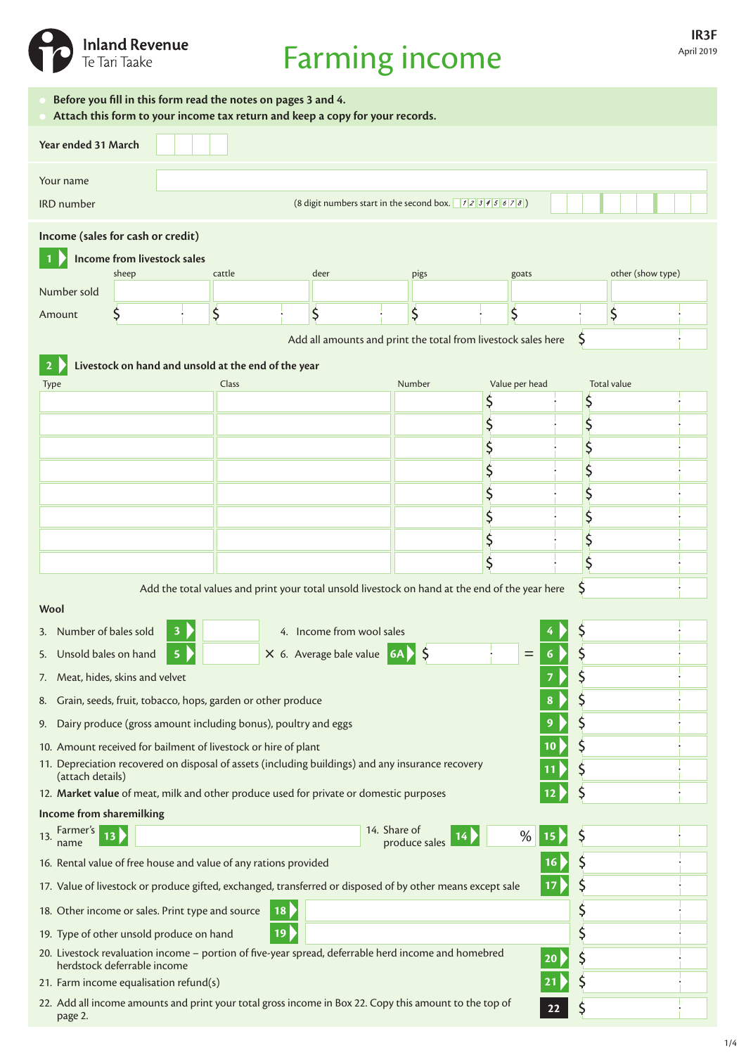Inland Revenue
Te Tari Taake

# Farming income

IR3F
April 2019

- **Before you fill in this form read the notes on pages 3 and 4.**
- **Attach this form to your income tax return and keep a copy for your records.**

**Year ended 31 March**

Your name

IRD number (8 digit numbers start in the second box. 12345678)

## Income (sales for cash or credit)

### 1 Income from livestock sales

| | sheep | cattle | deer | pigs | goats | other (show type) |
|---|---|---|---|---|---|---|
| Number sold | | | | | | |
| Amount | $ | $ | $ | $ | $ | $ |

Add all amounts and print the total from livestock sales here $

### 2 Livestock on hand and unsold at the end of the year

| Type | Class | Number | Value per head | Total value |
|---|---|---|---|---|
| | | | $ | $ |
| | | | $ | $ |
| | | | $ | $ |
| | | | $ | $ |
| | | | $ | $ |
| | | | $ | $ |
| | | | $ | $ |
| | | | $ | $ |

Add the total values and print your total unsold livestock on hand at the end of the year here $

**Wool**

3. Number of bales sold **3**
4. Income from wool sales **4** $
5. Unsold bales on hand **5** × 6. Average bale value **6A** $ = **6** $
7. Meat, hides, skins and velvet **7** $
8. Grain, seeds, fruit, tobacco, hops, garden or other produce **8** $
9. Dairy produce (gross amount including bonus), poultry and eggs **9** $
10. Amount received for bailment of livestock or hire of plant **10** $
11. Depreciation recovered on disposal of assets (including buildings) and any insurance recovery (attach details) **11** $
12. **Market value** of meat, milk and other produce used for private or domestic purposes **12** $

**Income from sharemilking**

13. Farmer's name **13**
14. Share of produce sales **14** % **15** $
16. Rental value of free house and value of any rations provided **16** $
17. Value of livestock or produce gifted, exchanged, transferred or disposed of by other means except sale **17** $
18. Other income or sales. Print type and source **18** $
19. Type of other unsold produce on hand **19** $
20. Livestock revaluation income – portion of five-year spread, deferrable herd income and homebred herdstock deferrable income **20** $
21. Farm income equalisation refund(s) **21** $
22. Add all income amounts and print your total gross income in Box 22. Copy this amount to the top of page 2. **22** $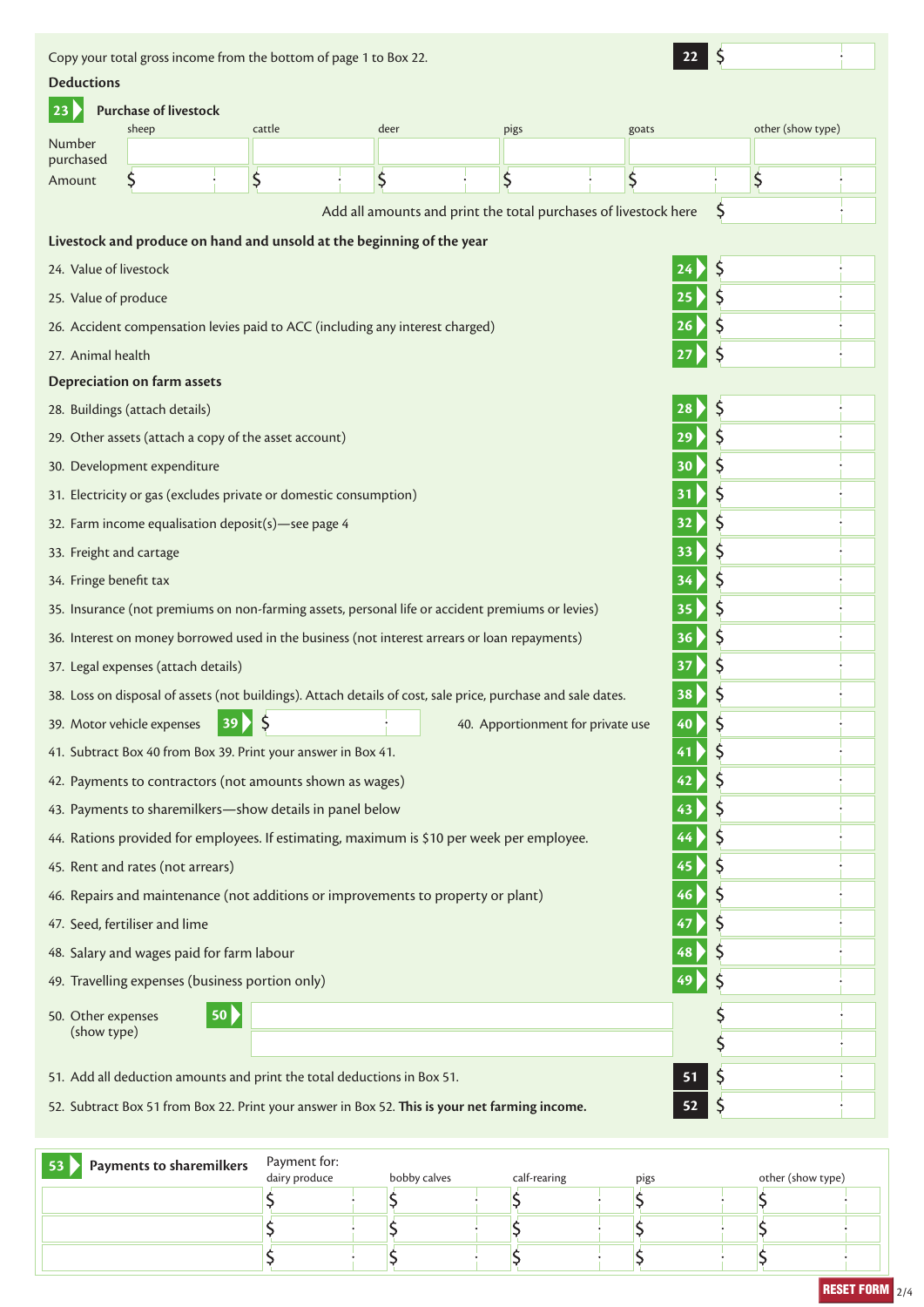Copy your total gross income from the bottom of page 1 to Box 22. **22** $

**Deductions**

**23** **Purchase of livestock**

| | sheep | cattle | deer | pigs | goats | other (show type) |
|---|---|---|---|---|---|---|
| Number purchased | | | | | | |
| Amount | $ | $ | $ | $ | $ | $ |

Add all amounts and print the total purchases of livestock here $

**Livestock and produce on hand and unsold at the beginning of the year**

24. Value of livestock **24** $
25. Value of produce **25** $
26. Accident compensation levies paid to ACC (including any interest charged) **26** $
27. Animal health **27** $

**Depreciation on farm assets**

28. Buildings (attach details) **28** $
29. Other assets (attach a copy of the asset account) **29** $
30. Development expenditure **30** $
31. Electricity or gas (excludes private or domestic consumption) **31** $
32. Farm income equalisation deposit(s)—see page 4 **32** $
33. Freight and cartage **33** $
34. Fringe benefit tax **34** $
35. Insurance (not premiums on non-farming assets, personal life or accident premiums or levies) **35** $
36. Interest on money borrowed used in the business (not interest arrears or loan repayments) **36** $
37. Legal expenses (attach details) **37** $
38. Loss on disposal of assets (not buildings). Attach details of cost, sale price, purchase and sale dates. **38** $
39. Motor vehicle expenses **39** $ 40. Apportionment for private use **40** $
41. Subtract Box 40 from Box 39. Print your answer in Box 41. **41** $
42. Payments to contractors (not amounts shown as wages) **42** $
43. Payments to sharemilkers—show details in panel below **43** $
44. Rations provided for employees. If estimating, maximum is $10 per week per employee. **44** $
45. Rent and rates (not arrears) **45** $
46. Repairs and maintenance (not additions or improvements to property or plant) **46** $
47. Seed, fertiliser and lime **47** $
48. Salary and wages paid for farm labour **48** $
49. Travelling expenses (business portion only) **49** $
50. Other expenses (show type) **50** $ / $
51. Add all deduction amounts and print the total deductions in Box 51. **51** $
52. Subtract Box 51 from Box 22. Print your answer in Box 52. **This is your net farming income.** **52** $

**53** **Payments to sharemilkers**

Payment for:

| | dairy produce | bobby calves | calf-rearing | pigs | other (show type) |
|---|---|---|---|---|---|
| | $ | $ | $ | $ | $ |
| | $ | $ | $ | $ | $ |
| | $ | $ | $ | $ | $ |

RESET FORM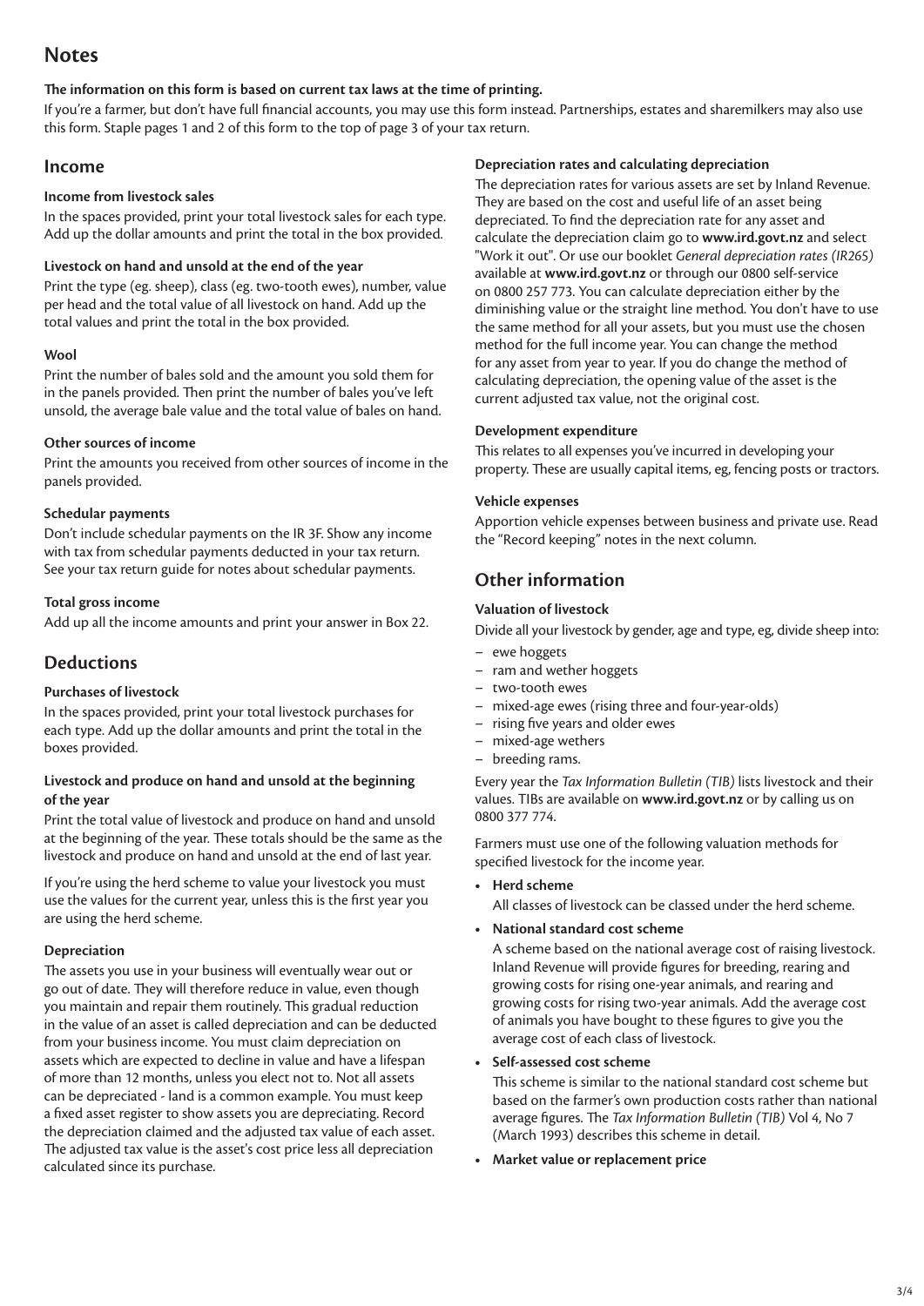# Notes

**The information on this form is based on current tax laws at the time of printing.**

If you're a farmer, but don't have full financial accounts, you may use this form instead. Partnerships, estates and sharemilkers may also use this form. Staple pages 1 and 2 of this form to the top of page 3 of your tax return.

## Income

### Income from livestock sales

In the spaces provided, print your total livestock sales for each type. Add up the dollar amounts and print the total in the box provided.

### Livestock on hand and unsold at the end of the year

Print the type (eg. sheep), class (eg. two-tooth ewes), number, value per head and the total value of all livestock on hand. Add up the total values and print the total in the box provided.

### Wool

Print the number of bales sold and the amount you sold them for in the panels provided. Then print the number of bales you've left unsold, the average bale value and the total value of bales on hand.

### Other sources of income

Print the amounts you received from other sources of income in the panels provided.

### Schedular payments

Don't include schedular payments on the IR 3F. Show any income with tax from schedular payments deducted in your tax return. See your tax return guide for notes about schedular payments.

### Total gross income

Add up all the income amounts and print your answer in Box 22.

## Deductions

### Purchases of livestock

In the spaces provided, print your total livestock purchases for each type. Add up the dollar amounts and print the total in the boxes provided.

### Livestock and produce on hand and unsold at the beginning of the year

Print the total value of livestock and produce on hand and unsold at the beginning of the year. These totals should be the same as the livestock and produce on hand and unsold at the end of last year.

If you're using the herd scheme to value your livestock you must use the values for the current year, unless this is the first year you are using the herd scheme.

### Depreciation

The assets you use in your business will eventually wear out or go out of date. They will therefore reduce in value, even though you maintain and repair them routinely. This gradual reduction in the value of an asset is called depreciation and can be deducted from your business income. You must claim depreciation on assets which are expected to decline in value and have a lifespan of more than 12 months, unless you elect not to. Not all assets can be depreciated - land is a common example. You must keep a fixed asset register to show assets you are depreciating. Record the depreciation claimed and the adjusted tax value of each asset. The adjusted tax value is the asset's cost price less all depreciation calculated since its purchase.

### Depreciation rates and calculating depreciation

The depreciation rates for various assets are set by Inland Revenue. They are based on the cost and useful life of an asset being depreciated. To find the depreciation rate for any asset and calculate the depreciation claim go to **www.ird.govt.nz** and select "Work it out". Or use our booklet *General depreciation rates (IR265)* available at **www.ird.govt.nz** or through our 0800 self-service on 0800 257 773. You can calculate depreciation either by the diminishing value or the straight line method. You don't have to use the same method for all your assets, but you must use the chosen method for the full income year. You can change the method for any asset from year to year. If you do change the method of calculating depreciation, the opening value of the asset is the current adjusted tax value, not the original cost.

### Development expenditure

This relates to all expenses you've incurred in developing your property. These are usually capital items, eg, fencing posts or tractors.

### Vehicle expenses

Apportion vehicle expenses between business and private use. Read the "Record keeping" notes in the next column.

## Other information

### Valuation of livestock

Divide all your livestock by gender, age and type, eg, divide sheep into:

- ewe hoggets
- ram and wether hoggets
- two-tooth ewes
- mixed-age ewes (rising three and four-year-olds)
- rising five years and older ewes
- mixed-age wethers
- breeding rams.

Every year the *Tax Information Bulletin (TIB)* lists livestock and their values. TIBs are available on **www.ird.govt.nz** or by calling us on 0800 377 774.

Farmers must use one of the following valuation methods for specified livestock for the income year.

- **Herd scheme**
  All classes of livestock can be classed under the herd scheme.
- **National standard cost scheme**
  A scheme based on the national average cost of raising livestock. Inland Revenue will provide figures for breeding, rearing and growing costs for rising one-year animals, and rearing and growing costs for rising two-year animals. Add the average cost of animals you have bought to these figures to give you the average cost of each class of livestock.
- **Self-assessed cost scheme**
  This scheme is similar to the national standard cost scheme but based on the farmer's own production costs rather than national average figures. The *Tax Information Bulletin (TIB)* Vol 4, No 7 (March 1993) describes this scheme in detail.
- **Market value or replacement price**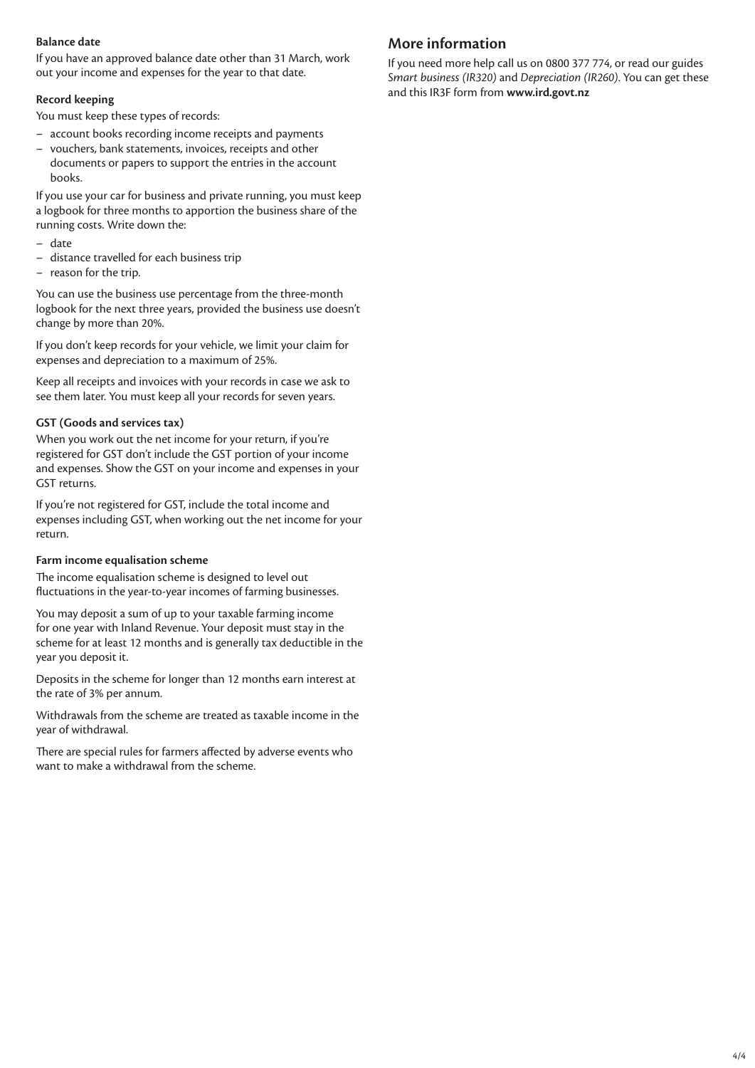### Balance date

If you have an approved balance date other than 31 March, work out your income and expenses for the year to that date.

### Record keeping

You must keep these types of records:

- account books recording income receipts and payments
- vouchers, bank statements, invoices, receipts and other documents or papers to support the entries in the account books.

If you use your car for business and private running, you must keep a logbook for three months to apportion the business share of the running costs. Write down the:

- date
- distance travelled for each business trip
- reason for the trip.

You can use the business use percentage from the three-month logbook for the next three years, provided the business use doesn't change by more than 20%.

If you don't keep records for your vehicle, we limit your claim for expenses and depreciation to a maximum of 25%.

Keep all receipts and invoices with your records in case we ask to see them later. You must keep all your records for seven years.

### GST (Goods and services tax)

When you work out the net income for your return, if you're registered for GST don't include the GST portion of your income and expenses. Show the GST on your income and expenses in your GST returns.

If you're not registered for GST, include the total income and expenses including GST, when working out the net income for your return.

### Farm income equalisation scheme

The income equalisation scheme is designed to level out fluctuations in the year-to-year incomes of farming businesses.

You may deposit a sum of up to your taxable farming income for one year with Inland Revenue. Your deposit must stay in the scheme for at least 12 months and is generally tax deductible in the year you deposit it.

Deposits in the scheme for longer than 12 months earn interest at the rate of 3% per annum.

Withdrawals from the scheme are treated as taxable income in the year of withdrawal.

There are special rules for farmers affected by adverse events who want to make a withdrawal from the scheme.

## More information

If you need more help call us on 0800 377 774, or read our guides *Smart business (IR320)* and *Depreciation (IR260)*. You can get these and this IR3F form from **www.ird.govt.nz**